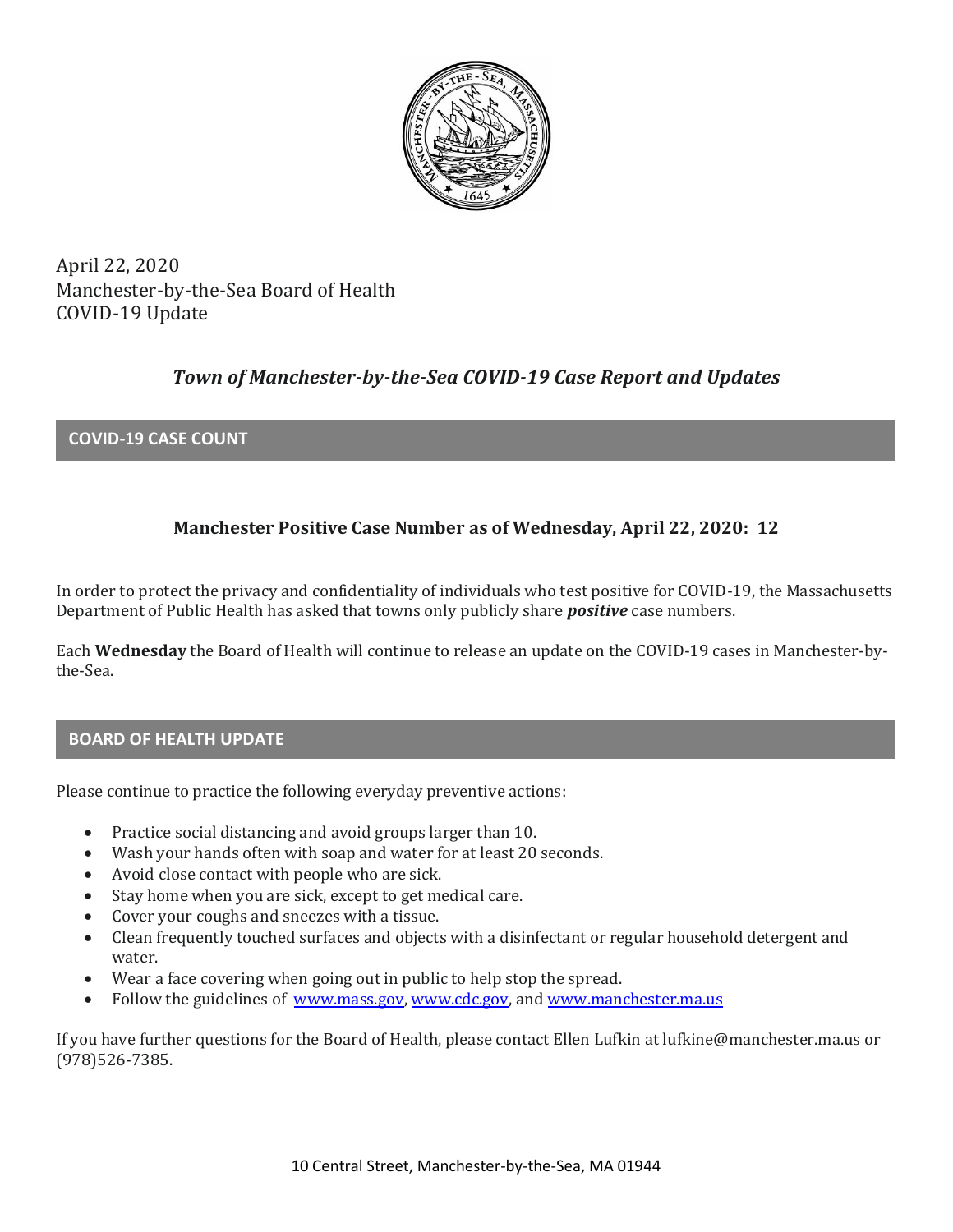April 22, 2020
Manchester-by-the-Sea Board of Health
COVID-19 Update

# *Town of Manchester-by-the-Sea COVID-19 Case Report and Updates*

## COVID-19 CASE COUNT

**Manchester Positive Case Number as of Wednesday, April 22, 2020: 12**

In order to protect the privacy and confidentiality of individuals who test positive for COVID-19, the Massachusetts Department of Public Health has asked that towns only publicly share ***positive*** case numbers.

Each **Wednesday** the Board of Health will continue to release an update on the COVID-19 cases in Manchester-by-the-Sea.

## BOARD OF HEALTH UPDATE

Please continue to practice the following everyday preventive actions:

- Practice social distancing and avoid groups larger than 10.
- Wash your hands often with soap and water for at least 20 seconds.
- Avoid close contact with people who are sick.
- Stay home when you are sick, except to get medical care.
- Cover your coughs and sneezes with a tissue.
- Clean frequently touched surfaces and objects with a disinfectant or regular household detergent and water.
- Wear a face covering when going out in public to help stop the spread.
- Follow the guidelines of [www.mass.gov](http://www.mass.gov), [www.cdc.gov](http://www.cdc.gov), and [www.manchester.ma.us](http://www.manchester.ma.us)

If you have further questions for the Board of Health, please contact Ellen Lufkin at lufkine@manchester.ma.us or (978)526-7385.

10 Central Street, Manchester-by-the-Sea, MA 01944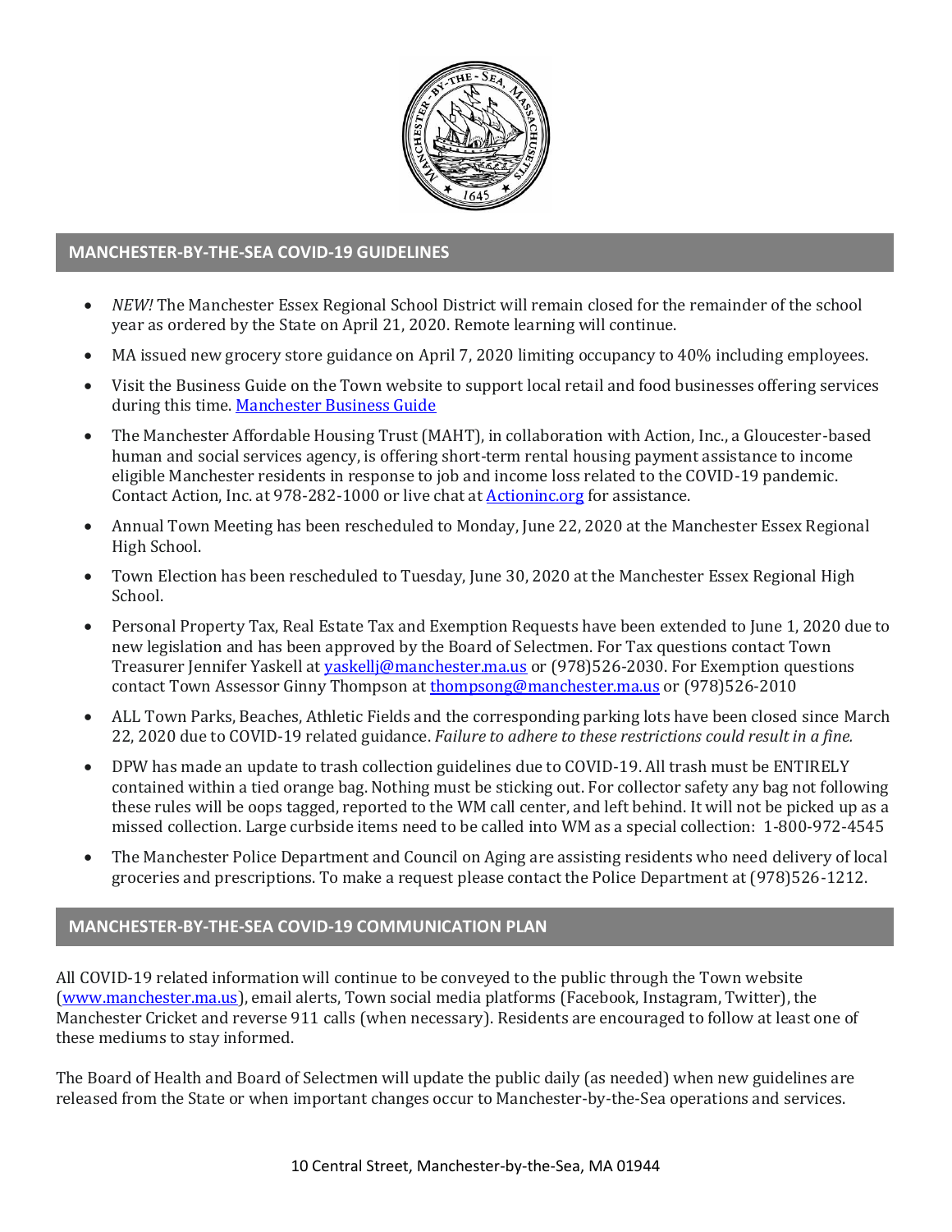## MANCHESTER-BY-THE-SEA COVID-19 GUIDELINES

- *NEW!* The Manchester Essex Regional School District will remain closed for the remainder of the school year as ordered by the State on April 21, 2020. Remote learning will continue.
- MA issued new grocery store guidance on April 7, 2020 limiting occupancy to 40% including employees.
- Visit the Business Guide on the Town website to support local retail and food businesses offering services during this time. Manchester Business Guide
- The Manchester Affordable Housing Trust (MAHT), in collaboration with Action, Inc., a Gloucester-based human and social services agency, is offering short-term rental housing payment assistance to income eligible Manchester residents in response to job and income loss related to the COVID-19 pandemic. Contact Action, Inc. at 978-282-1000 or live chat at Actioninc.org for assistance.
- Annual Town Meeting has been rescheduled to Monday, June 22, 2020 at the Manchester Essex Regional High School.
- Town Election has been rescheduled to Tuesday, June 30, 2020 at the Manchester Essex Regional High School.
- Personal Property Tax, Real Estate Tax and Exemption Requests have been extended to June 1, 2020 due to new legislation and has been approved by the Board of Selectmen. For Tax questions contact Town Treasurer Jennifer Yaskell at yaskellj@manchester.ma.us or (978)526-2030. For Exemption questions contact Town Assessor Ginny Thompson at thompsong@manchester.ma.us or (978)526-2010
- ALL Town Parks, Beaches, Athletic Fields and the corresponding parking lots have been closed since March 22, 2020 due to COVID-19 related guidance. *Failure to adhere to these restrictions could result in a fine.*
- DPW has made an update to trash collection guidelines due to COVID-19. All trash must be ENTIRELY contained within a tied orange bag. Nothing must be sticking out. For collector safety any bag not following these rules will be oops tagged, reported to the WM call center, and left behind. It will not be picked up as a missed collection. Large curbside items need to be called into WM as a special collection: 1-800-972-4545
- The Manchester Police Department and Council on Aging are assisting residents who need delivery of local groceries and prescriptions. To make a request please contact the Police Department at (978)526-1212.

## MANCHESTER-BY-THE-SEA COVID-19 COMMUNICATION PLAN

All COVID-19 related information will continue to be conveyed to the public through the Town website (www.manchester.ma.us), email alerts, Town social media platforms (Facebook, Instagram, Twitter), the Manchester Cricket and reverse 911 calls (when necessary). Residents are encouraged to follow at least one of these mediums to stay informed.

The Board of Health and Board of Selectmen will update the public daily (as needed) when new guidelines are released from the State or when important changes occur to Manchester-by-the-Sea operations and services.

10 Central Street, Manchester-by-the-Sea, MA 01944